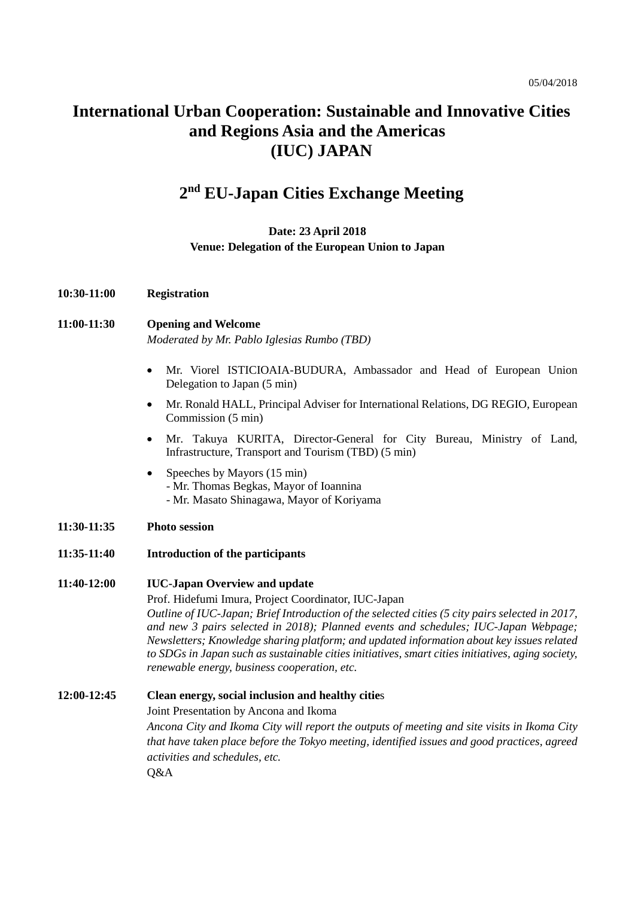05/04/2018

# International Urban Cooperation: Sustainable and Innovative Cities and Regions Asia and the Americas (IUC) JAPAN

## 2nd EU-Japan Cities Exchange Meeting

**Date: 23 April 2018**
**Venue: Delegation of the European Union to Japan**

**10:30-11:00 Registration**

**11:00-11:30 Opening and Welcome**

*Moderated by Mr. Pablo Iglesias Rumbo (TBD)*

- Mr. Viorel ISTICIOAIA-BUDURA, Ambassador and Head of European Union Delegation to Japan (5 min)
- Mr. Ronald HALL, Principal Adviser for International Relations, DG REGIO, European Commission (5 min)
- Mr. Takuya KURITA, Director-General for City Bureau, Ministry of Land, Infrastructure, Transport and Tourism (TBD) (5 min)
- Speeches by Mayors (15 min)
  - Mr. Thomas Begkas, Mayor of Ioannina
  - Mr. Masato Shinagawa, Mayor of Koriyama

**11:30-11:35 Photo session**

**11:35-11:40 Introduction of the participants**

**11:40-12:00 IUC-Japan Overview and update**

Prof. Hidefumi Imura, Project Coordinator, IUC-Japan

*Outline of IUC-Japan; Brief Introduction of the selected cities (5 city pairs selected in 2017, and new 3 pairs selected in 2018); Planned events and schedules; IUC-Japan Webpage; Newsletters; Knowledge sharing platform; and updated information about key issues related to SDGs in Japan such as sustainable cities initiatives, smart cities initiatives, aging society, renewable energy, business cooperation, etc.*

**12:00-12:45 Clean energy, social inclusion and healthy cities**

Joint Presentation by Ancona and Ikoma

*Ancona City and Ikoma City will report the outputs of meeting and site visits in Ikoma City that have taken place before the Tokyo meeting, identified issues and good practices, agreed activities and schedules, etc.*

Q&A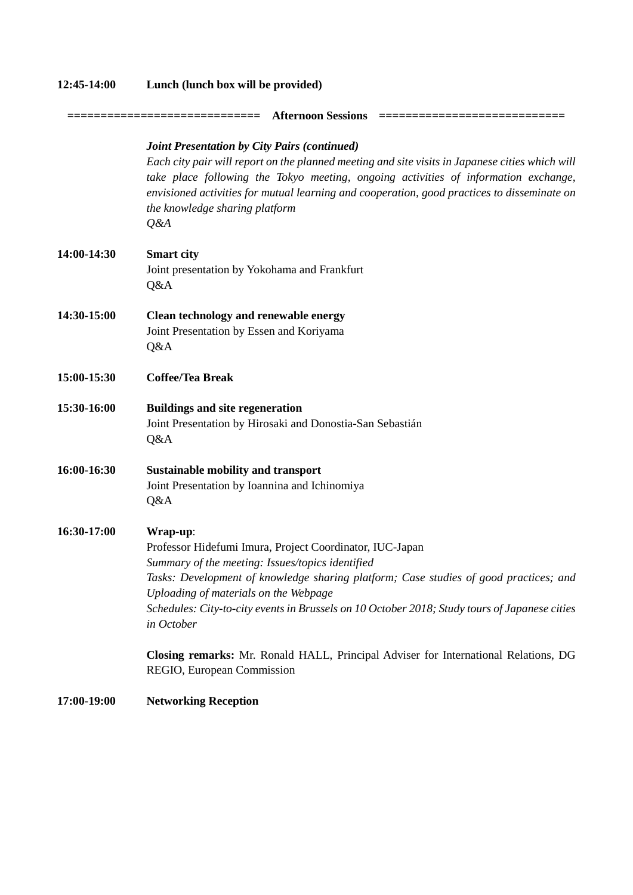**12:45-14:00** **Lunch (lunch box will be provided)**

============================ **Afternoon Sessions** ===========================

***Joint Presentation by City Pairs (continued)***

*Each city pair will report on the planned meeting and site visits in Japanese cities which will take place following the Tokyo meeting, ongoing activities of information exchange, envisioned activities for mutual learning and cooperation, good practices to disseminate on the knowledge sharing platform*

*Q&A*

**14:00-14:30** **Smart city**

Joint presentation by Yokohama and Frankfurt

Q&A

**14:30-15:00** **Clean technology and renewable energy**

Joint Presentation by Essen and Koriyama

Q&A

**15:00-15:30** **Coffee/Tea Break**

**15:30-16:00** **Buildings and site regeneration**

Joint Presentation by Hirosaki and Donostia-San Sebastián

Q&A

**16:00-16:30** **Sustainable mobility and transport**

Joint Presentation by Ioannina and Ichinomiya

Q&A

**16:30-17:00** **Wrap-up**:

Professor Hidefumi Imura, Project Coordinator, IUC-Japan

*Summary of the meeting: Issues/topics identified*

*Tasks: Development of knowledge sharing platform; Case studies of good practices; and Uploading of materials on the Webpage*

*Schedules: City-to-city events in Brussels on 10 October 2018; Study tours of Japanese cities in October*

**Closing remarks:** Mr. Ronald HALL, Principal Adviser for International Relations, DG REGIO, European Commission

**17:00-19:00** **Networking Reception**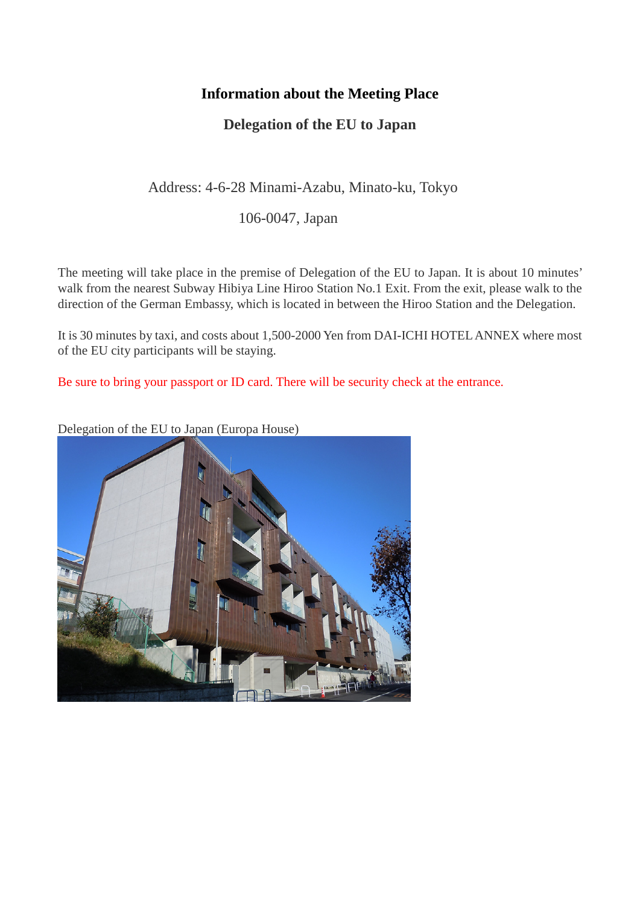## Information about the Meeting Place

### Delegation of the EU to Japan

Address: 4-6-28 Minami-Azabu, Minato-ku, Tokyo

106-0047, Japan

The meeting will take place in the premise of Delegation of the EU to Japan. It is about 10 minutes' walk from the nearest Subway Hibiya Line Hiroo Station No.1 Exit. From the exit, please walk to the direction of the German Embassy, which is located in between the Hiroo Station and the Delegation.

It is 30 minutes by taxi, and costs about 1,500-2000 Yen from DAI-ICHI HOTEL ANNEX where most of the EU city participants will be staying.

Be sure to bring your passport or ID card. There will be security check at the entrance.

Delegation of the EU to Japan (Europa House)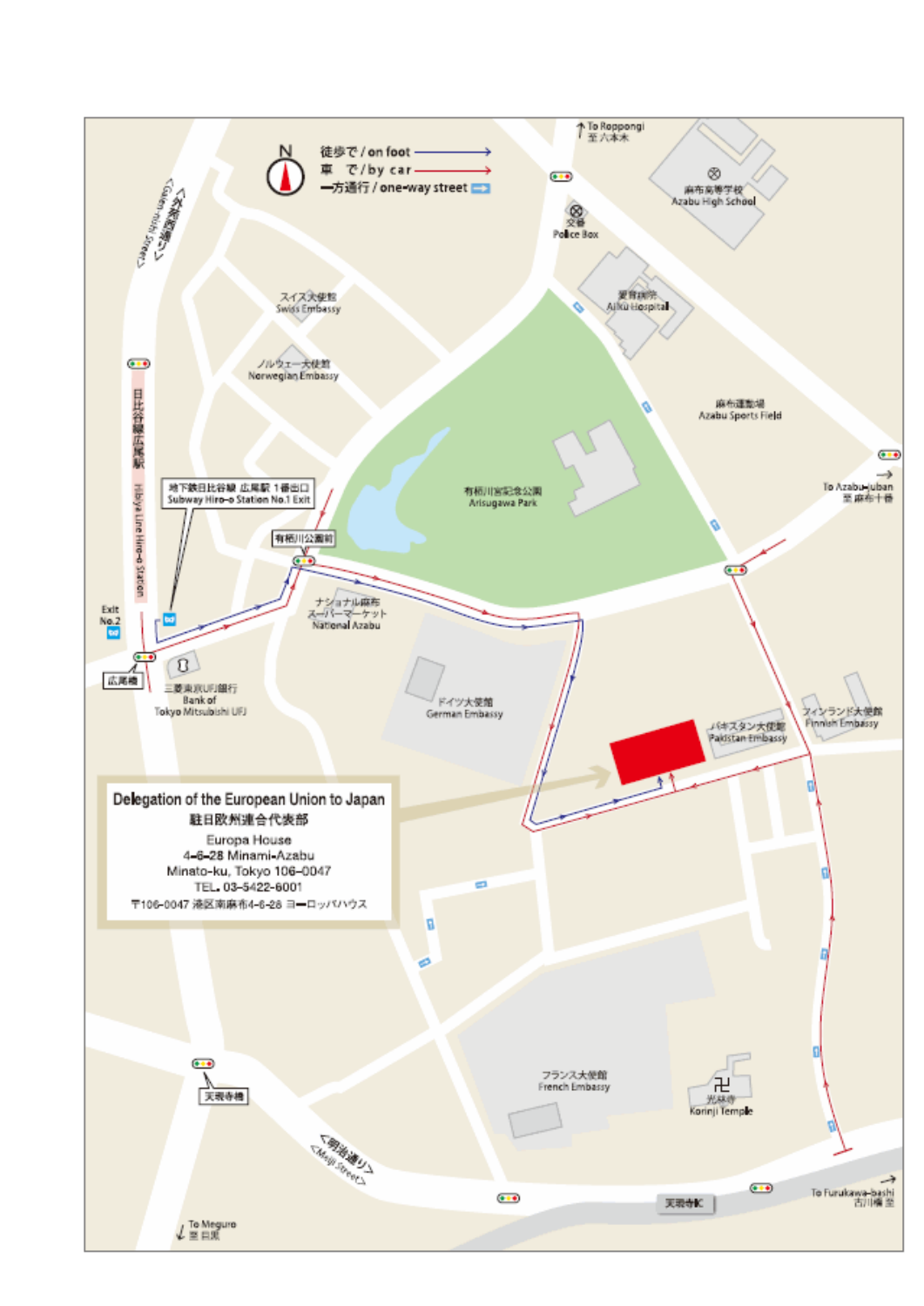徒歩で / on foot

車　で / by car

一方通行 / one-way street

**Delegation of the European Union to Japan**

**駐日欧州連合代表部**

Europa House

4-6-28 Minami-Azabu

Minato-ku, Tokyo 106-0047

TEL. 03-5422-6001

〒106-0047 港区南麻布4-6-28 ヨーロッパハウス

To Roppongi 至 六本木

麻布高等学校 Azabu High School

交番 Police Box

愛育病院 Aiiku Hospital

麻布運動場 Azabu Sports Field

To Azabu-juban 至 麻布十番

有栖川宮記念公園 Arisugawa Park

スイス大使館 Swiss Embassy

ノルウェー大使館 Norwegian Embassy

<外苑西通り> <Gaien-nishi Street>

日比谷線広尾駅 Hibiya Line Hiro-o Station

地下鉄日比谷線 広尾駅 1番出口 Subway Hiro-o Station No.1 Exit

有栖川公園前

Exit No.2

広尾橋

ナショナル麻布 スーパーマーケット National Azabu

三菱東京UFJ銀行 Bank of Tokyo Mitsubishi UFJ

ドイツ大使館 German Embassy

パキスタン大使館 Pakistan Embassy

フィンランド大使館 Finnish Embassy

フランス大使館 French Embassy

光林寺 Korinji Temple

天現寺橋

<明治通り> <Meiji Street>

天現寺IC

To Furukawa-bashi 古川橋 至

To Meguro 至 目黒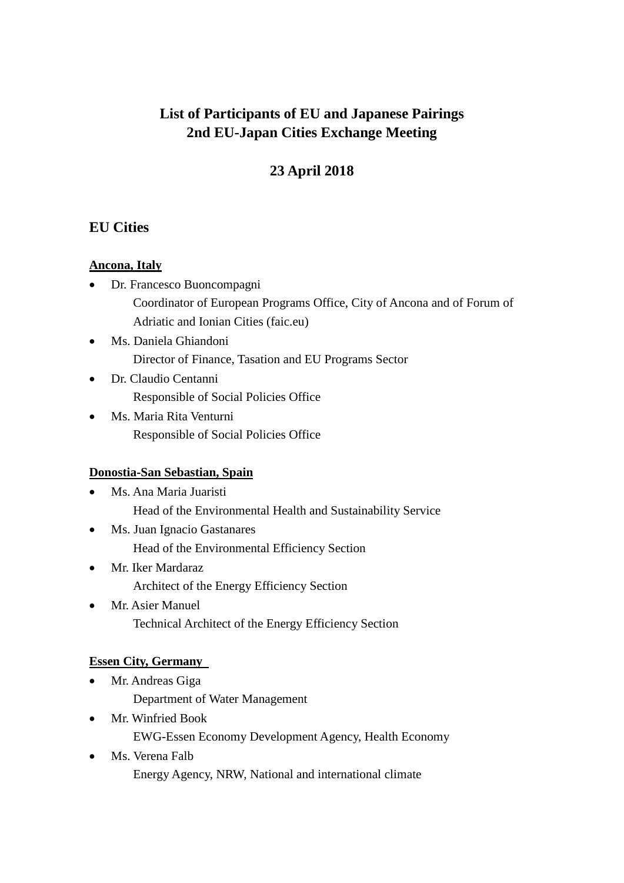# List of Participants of EU and Japanese Pairings
# 2nd EU-Japan Cities Exchange Meeting

## 23 April 2018

## EU Cities

**Ancona, Italy**

- Dr. Francesco Buoncompagni
  Coordinator of European Programs Office, City of Ancona and of Forum of Adriatic and Ionian Cities (faic.eu)
- Ms. Daniela Ghiandoni
  Director of Finance, Tasation and EU Programs Sector
- Dr. Claudio Centanni
  Responsible of Social Policies Office
- Ms. Maria Rita Venturni
  Responsible of Social Policies Office

**Donostia-San Sebastian, Spain**

- Ms. Ana Maria Juaristi
  Head of the Environmental Health and Sustainability Service
- Ms. Juan Ignacio Gastanares
  Head of the Environmental Efficiency Section
- Mr. Iker Mardaraz
  Architect of the Energy Efficiency Section
- Mr. Asier Manuel
  Technical Architect of the Energy Efficiency Section

**Essen City, Germany**

- Mr. Andreas Giga
  Department of Water Management
- Mr. Winfried Book
  EWG-Essen Economy Development Agency, Health Economy
- Ms. Verena Falb
  Energy Agency, NRW, National and international climate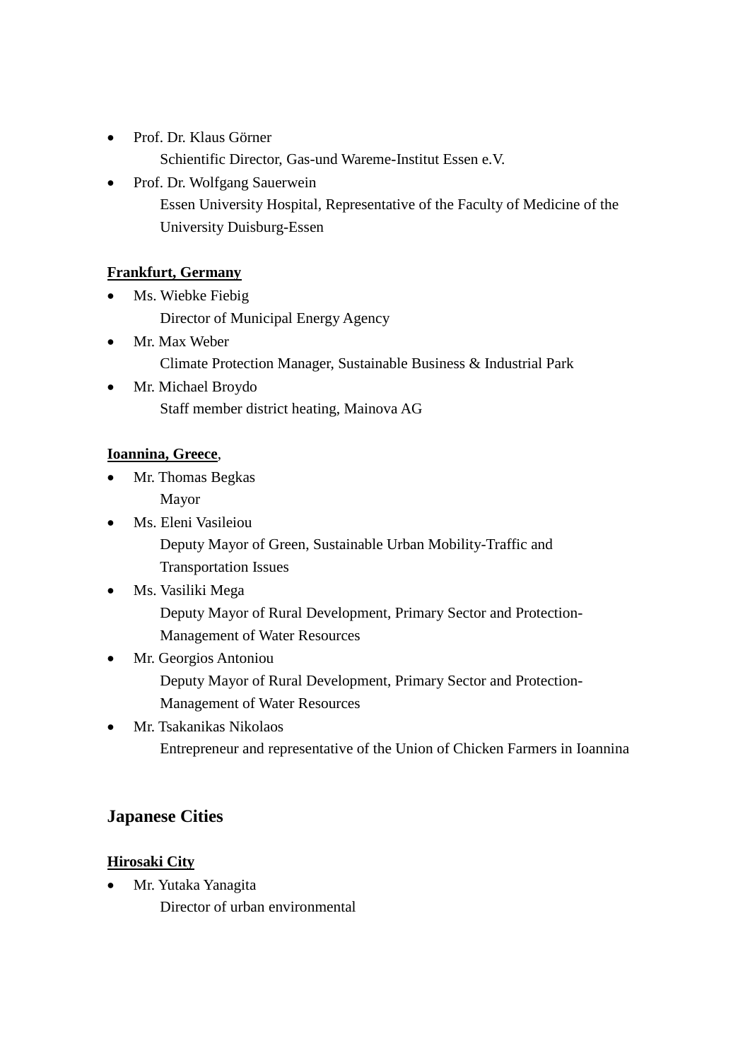- Prof. Dr. Klaus Görner
  Schientific Director, Gas-und Wareme-Institut Essen e.V.
- Prof. Dr. Wolfgang Sauerwein
  Essen University Hospital, Representative of the Faculty of Medicine of the University Duisburg-Essen

**Frankfurt, Germany**

- Ms. Wiebke Fiebig
  Director of Municipal Energy Agency
- Mr. Max Weber
  Climate Protection Manager, Sustainable Business & Industrial Park
- Mr. Michael Broydo
  Staff member district heating, Mainova AG

**Ioannina, Greece**,

- Mr. Thomas Begkas
  Mayor
- Ms. Eleni Vasileiou
  Deputy Mayor of Green, Sustainable Urban Mobility-Traffic and Transportation Issues
- Ms. Vasiliki Mega
  Deputy Mayor of Rural Development, Primary Sector and Protection-Management of Water Resources
- Mr. Georgios Antoniou
  Deputy Mayor of Rural Development, Primary Sector and Protection-Management of Water Resources
- Mr. Tsakanikas Nikolaos
  Entrepreneur and representative of the Union of Chicken Farmers in Ioannina

## Japanese Cities

**Hirosaki City**

- Mr. Yutaka Yanagita
  Director of urban environmental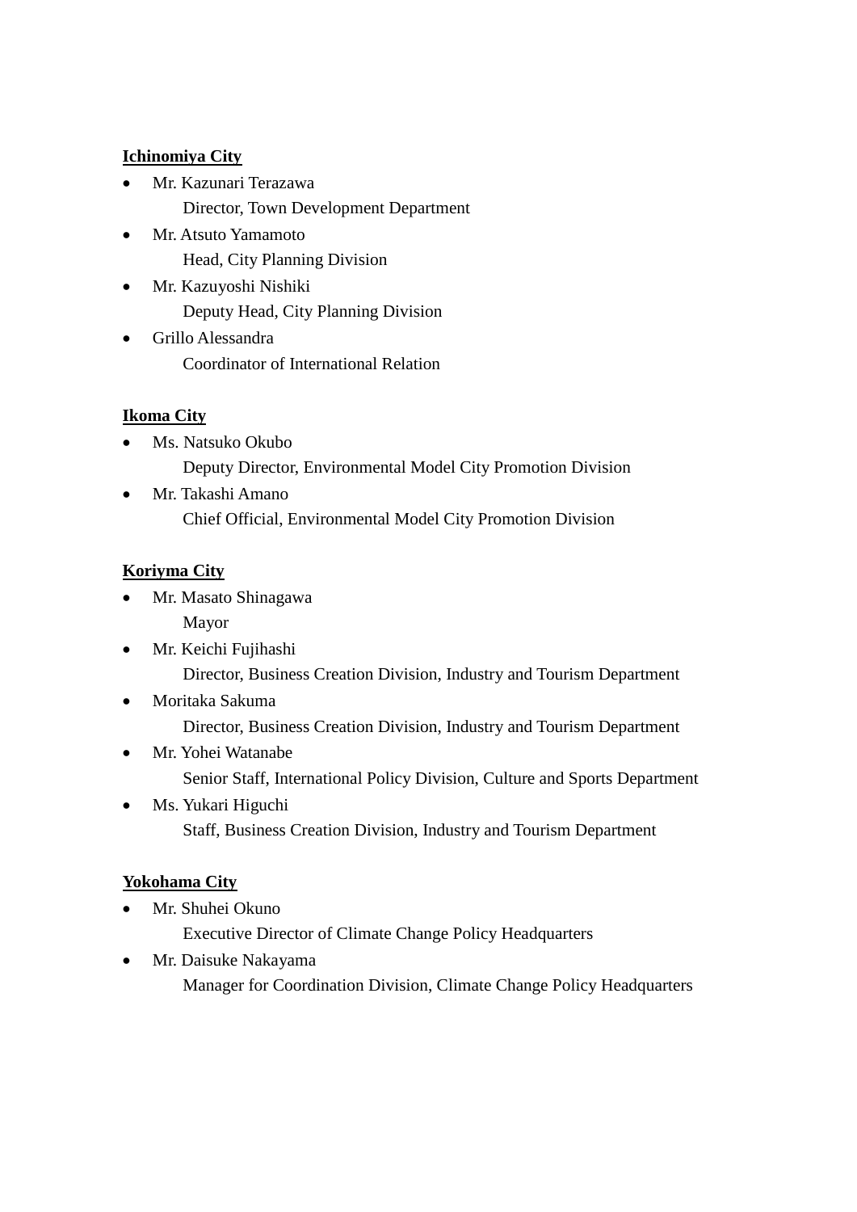**Ichinomiya City**

- Mr. Kazunari Terazawa
  Director, Town Development Department
- Mr. Atsuto Yamamoto
  Head, City Planning Division
- Mr. Kazuyoshi Nishiki
  Deputy Head, City Planning Division
- Grillo Alessandra
  Coordinator of International Relation

**Ikoma City**

- Ms. Natsuko Okubo
  Deputy Director, Environmental Model City Promotion Division
- Mr. Takashi Amano
  Chief Official, Environmental Model City Promotion Division

**Koriyma City**

- Mr. Masato Shinagawa
  Mayor
- Mr. Keichi Fujihashi
  Director, Business Creation Division, Industry and Tourism Department
- Moritaka Sakuma
  Director, Business Creation Division, Industry and Tourism Department
- Mr. Yohei Watanabe
  Senior Staff, International Policy Division, Culture and Sports Department
- Ms. Yukari Higuchi
  Staff, Business Creation Division, Industry and Tourism Department

**Yokohama City**

- Mr. Shuhei Okuno
  Executive Director of Climate Change Policy Headquarters
- Mr. Daisuke Nakayama
  Manager for Coordination Division, Climate Change Policy Headquarters